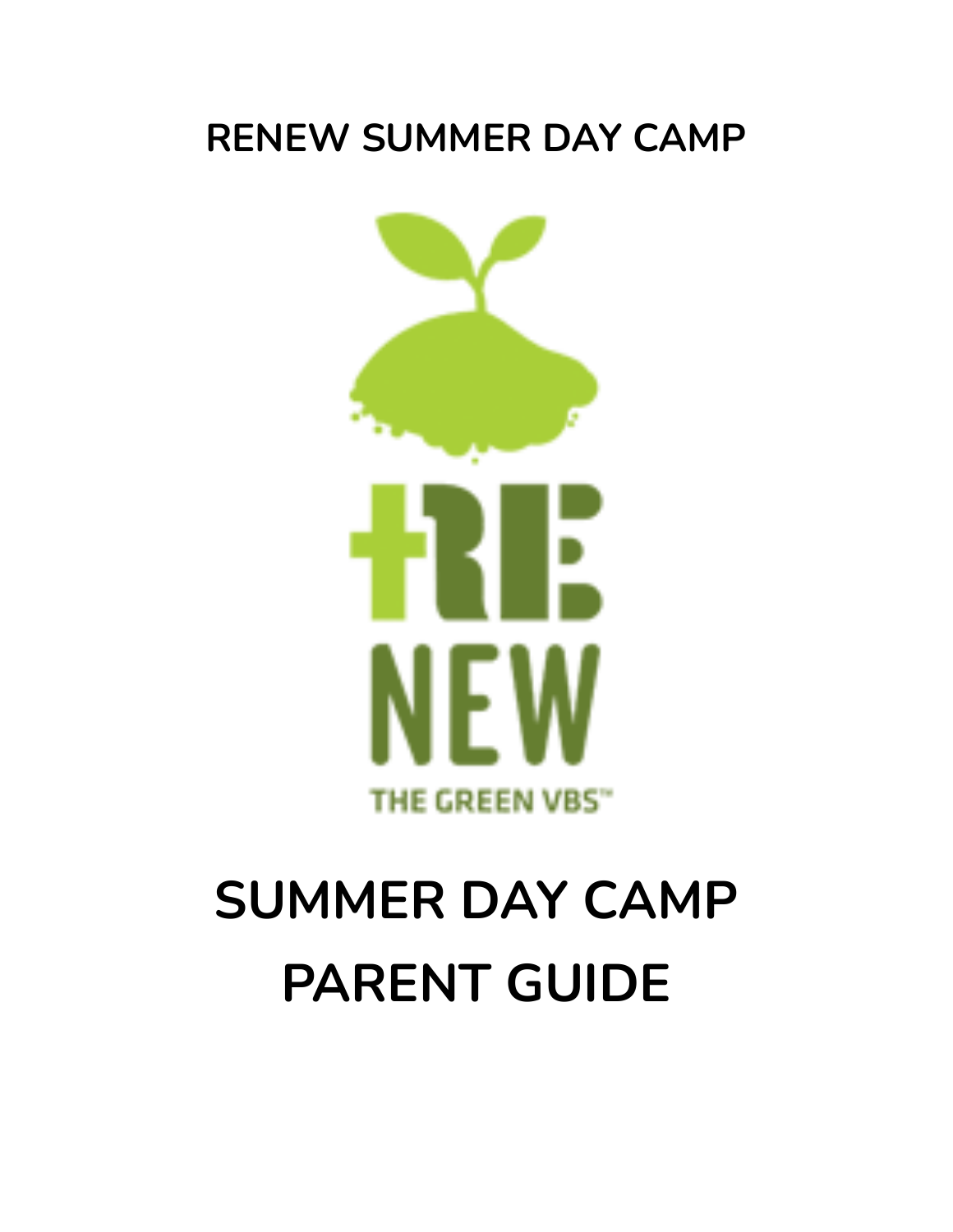# RENEW SUMMER DAY CAMP

RENEW

THE GREEN VBS™

# SUMMER DAY CAMP PARENT GUIDE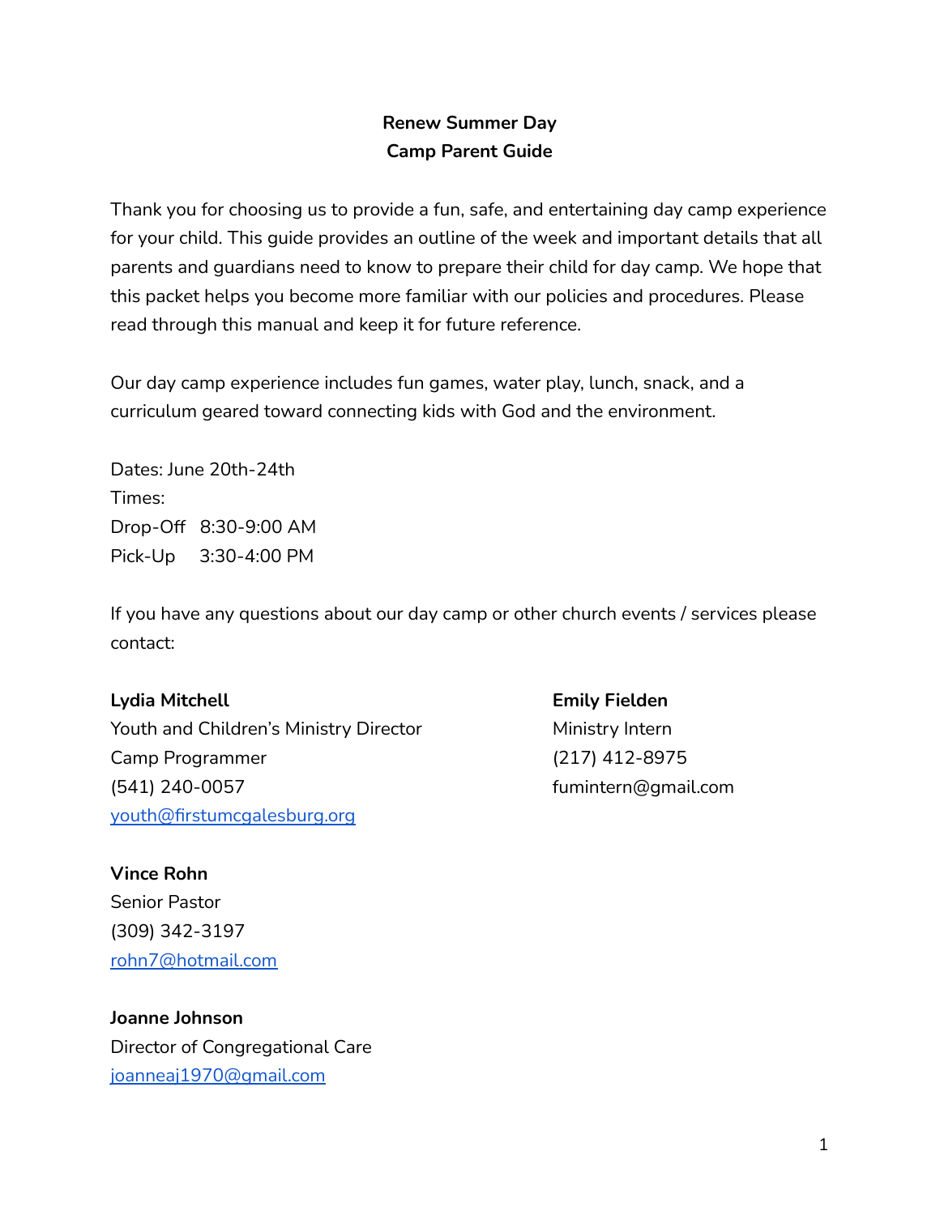# Renew Summer Day Camp Parent Guide

Thank you for choosing us to provide a fun, safe, and entertaining day camp experience for your child. This guide provides an outline of the week and important details that all parents and guardians need to know to prepare their child for day camp. We hope that this packet helps you become more familiar with our policies and procedures. Please read through this manual and keep it for future reference.

Our day camp experience includes fun games, water play, lunch, snack, and a curriculum geared toward connecting kids with God and the environment.

Dates: June 20th-24th
Times:
Drop-Off 8:30-9:00 AM
Pick-Up 3:30-4:00 PM

If you have any questions about our day camp or other church events / services please contact:

**Lydia Mitchell**
Youth and Children's Ministry Director
Camp Programmer
(541) 240-0057
youth@firstumcgalesburg.org

**Emily Fielden**
Ministry Intern
(217) 412-8975
fumintern@gmail.com

**Vince Rohn**
Senior Pastor
(309) 342-3197
rohn7@hotmail.com

**Joanne Johnson**
Director of Congregational Care
joanneaj1970@gmail.com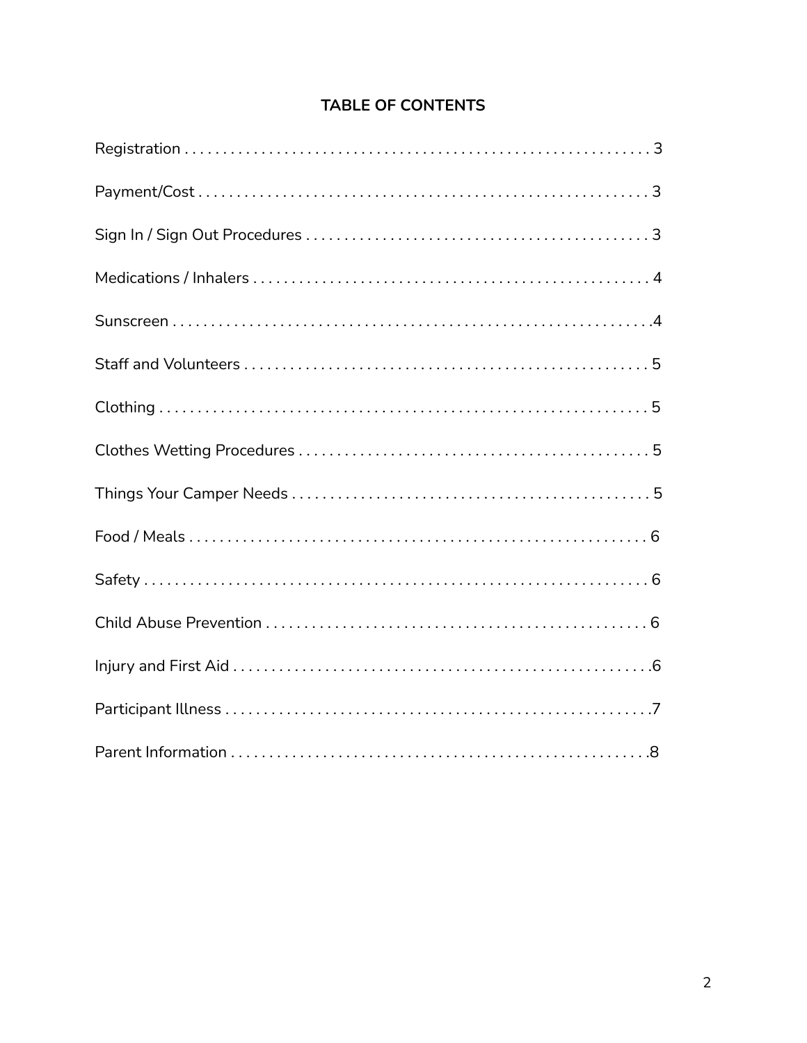**TABLE OF CONTENTS**

Registration . . . . . . . . . . . . . . . . . . . . . . . . . . . . . . . . . . . . . . . . . . . . . . . . . . . . . . . . . . . . . 3

Payment/Cost . . . . . . . . . . . . . . . . . . . . . . . . . . . . . . . . . . . . . . . . . . . . . . . . . . . . . . . . . . . 3

Sign In / Sign Out Procedures . . . . . . . . . . . . . . . . . . . . . . . . . . . . . . . . . . . . . . . . . . . . 3

Medications / Inhalers . . . . . . . . . . . . . . . . . . . . . . . . . . . . . . . . . . . . . . . . . . . . . . . . . . . . 4

Sunscreen . . . . . . . . . . . . . . . . . . . . . . . . . . . . . . . . . . . . . . . . . . . . . . . . . . . . . . . . . . . . . . .4

Staff and Volunteers . . . . . . . . . . . . . . . . . . . . . . . . . . . . . . . . . . . . . . . . . . . . . . . . . . . . . 5

Clothing . . . . . . . . . . . . . . . . . . . . . . . . . . . . . . . . . . . . . . . . . . . . . . . . . . . . . . . . . . . . . . . . 5

Clothes Wetting Procedures . . . . . . . . . . . . . . . . . . . . . . . . . . . . . . . . . . . . . . . . . . . . . . 5

Things Your Camper Needs . . . . . . . . . . . . . . . . . . . . . . . . . . . . . . . . . . . . . . . . . . . . . . . 5

Food / Meals . . . . . . . . . . . . . . . . . . . . . . . . . . . . . . . . . . . . . . . . . . . . . . . . . . . . . . . . . . . . 6

Safety . . . . . . . . . . . . . . . . . . . . . . . . . . . . . . . . . . . . . . . . . . . . . . . . . . . . . . . . . . . . . . . . . . 6

Child Abuse Prevention . . . . . . . . . . . . . . . . . . . . . . . . . . . . . . . . . . . . . . . . . . . . . . . . . . 6

Injury and First Aid . . . . . . . . . . . . . . . . . . . . . . . . . . . . . . . . . . . . . . . . . . . . . . . . . . . . . . .6

Participant Illness . . . . . . . . . . . . . . . . . . . . . . . . . . . . . . . . . . . . . . . . . . . . . . . . . . . . . . . .7

Parent Information . . . . . . . . . . . . . . . . . . . . . . . . . . . . . . . . . . . . . . . . . . . . . . . . . . . . . . .8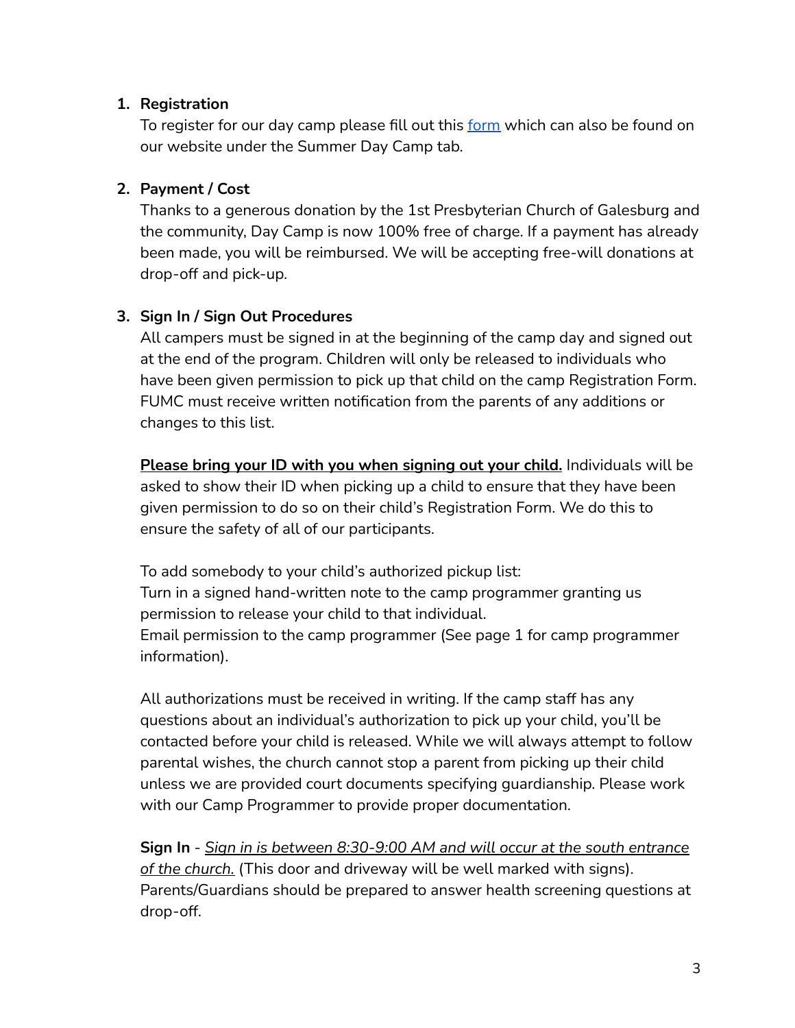1. **Registration**
   To register for our day camp please fill out this [form](form) which can also be found on our website under the Summer Day Camp tab.

2. **Payment / Cost**
   Thanks to a generous donation by the 1st Presbyterian Church of Galesburg and the community, Day Camp is now 100% free of charge. If a payment has already been made, you will be reimbursed. We will be accepting free-will donations at drop-off and pick-up.

3. **Sign In / Sign Out Procedures**
   All campers must be signed in at the beginning of the camp day and signed out at the end of the program. Children will only be released to individuals who have been given permission to pick up that child on the camp Registration Form. FUMC must receive written notification from the parents of any additions or changes to this list.

   **Please bring your ID with you when signing out your child.** Individuals will be asked to show their ID when picking up a child to ensure that they have been given permission to do so on their child's Registration Form. We do this to ensure the safety of all of our participants.

   To add somebody to your child's authorized pickup list:
   Turn in a signed hand-written note to the camp programmer granting us permission to release your child to that individual.
   Email permission to the camp programmer (See page 1 for camp programmer information).

   All authorizations must be received in writing. If the camp staff has any questions about an individual's authorization to pick up your child, you'll be contacted before your child is released. While we will always attempt to follow parental wishes, the church cannot stop a parent from picking up their child unless we are provided court documents specifying guardianship. Please work with our Camp Programmer to provide proper documentation.

   **Sign In** - *Sign in is between 8:30-9:00 AM and will occur at the south entrance of the church.* (This door and driveway will be well marked with signs). Parents/Guardians should be prepared to answer health screening questions at drop-off.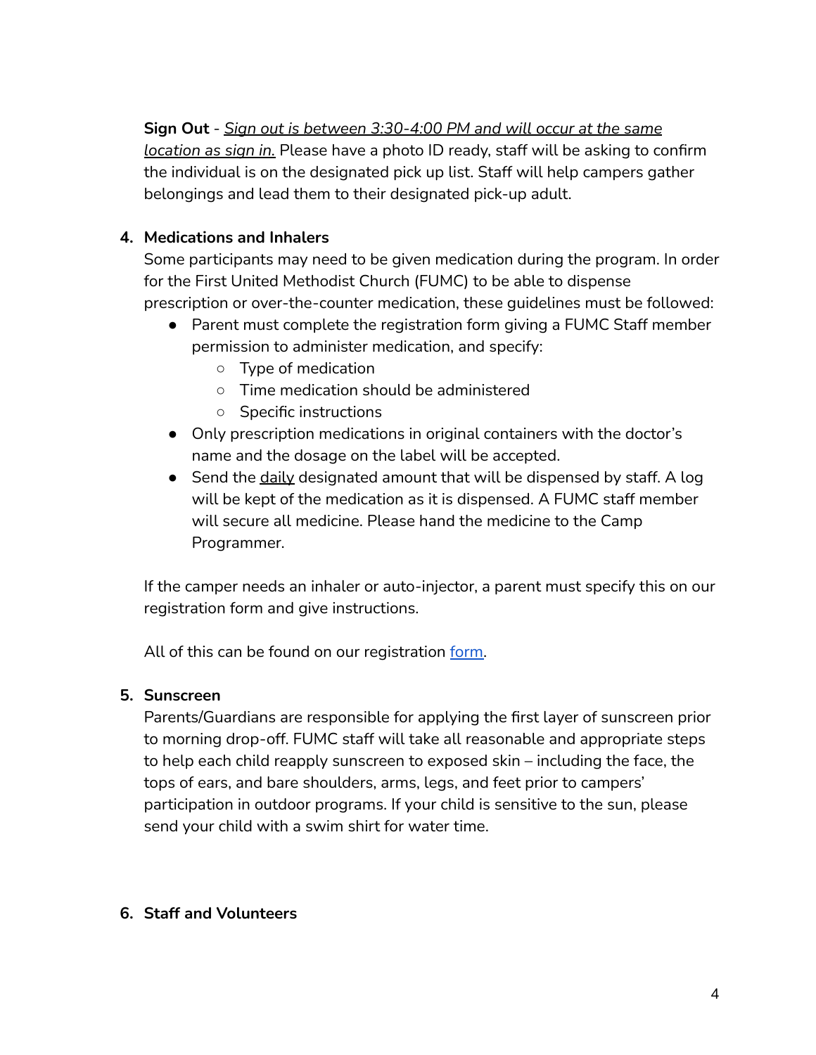**Sign Out** - _Sign out is between 3:30-4:00 PM and will occur at the same location as sign in._ Please have a photo ID ready, staff will be asking to confirm the individual is on the designated pick up list. Staff will help campers gather belongings and lead them to their designated pick-up adult.

4. **Medications and Inhalers**

   Some participants may need to be given medication during the program. In order for the First United Methodist Church (FUMC) to be able to dispense prescription or over-the-counter medication, these guidelines must be followed:

   - Parent must complete the registration form giving a FUMC Staff member permission to administer medication, and specify:
     - Type of medication
     - Time medication should be administered
     - Specific instructions
   - Only prescription medications in original containers with the doctor's name and the dosage on the label will be accepted.
   - Send the daily designated amount that will be dispensed by staff. A log will be kept of the medication as it is dispensed. A FUMC staff member will secure all medicine. Please hand the medicine to the Camp Programmer.

   If the camper needs an inhaler or auto-injector, a parent must specify this on our registration form and give instructions.

   All of this can be found on our registration form.

5. **Sunscreen**

   Parents/Guardians are responsible for applying the first layer of sunscreen prior to morning drop-off. FUMC staff will take all reasonable and appropriate steps to help each child reapply sunscreen to exposed skin – including the face, the tops of ears, and bare shoulders, arms, legs, and feet prior to campers' participation in outdoor programs. If your child is sensitive to the sun, please send your child with a swim shirt for water time.

6. **Staff and Volunteers**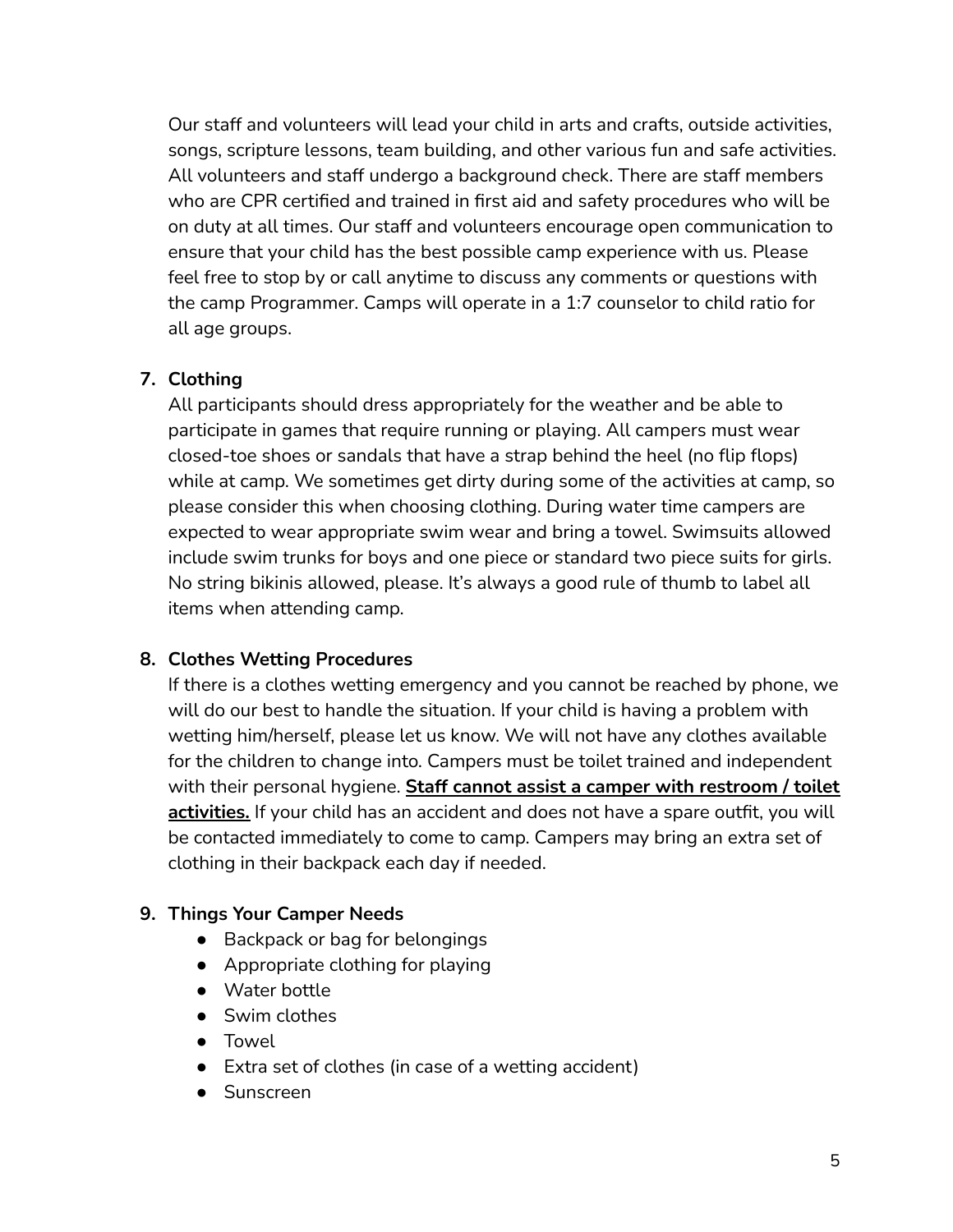Our staff and volunteers will lead your child in arts and crafts, outside activities, songs, scripture lessons, team building, and other various fun and safe activities. All volunteers and staff undergo a background check. There are staff members who are CPR certified and trained in first aid and safety procedures who will be on duty at all times. Our staff and volunteers encourage open communication to ensure that your child has the best possible camp experience with us. Please feel free to stop by or call anytime to discuss any comments or questions with the camp Programmer. Camps will operate in a 1:7 counselor to child ratio for all age groups.

7. **Clothing**

   All participants should dress appropriately for the weather and be able to participate in games that require running or playing. All campers must wear closed-toe shoes or sandals that have a strap behind the heel (no flip flops) while at camp. We sometimes get dirty during some of the activities at camp, so please consider this when choosing clothing. During water time campers are expected to wear appropriate swim wear and bring a towel. Swimsuits allowed include swim trunks for boys and one piece or standard two piece suits for girls. No string bikinis allowed, please. It's always a good rule of thumb to label all items when attending camp.

8. **Clothes Wetting Procedures**

   If there is a clothes wetting emergency and you cannot be reached by phone, we will do our best to handle the situation. If your child is having a problem with wetting him/herself, please let us know. We will not have any clothes available for the children to change into. Campers must be toilet trained and independent with their personal hygiene. **Staff cannot assist a camper with restroom / toilet activities.** If your child has an accident and does not have a spare outfit, you will be contacted immediately to come to camp. Campers may bring an extra set of clothing in their backpack each day if needed.

9. **Things Your Camper Needs**
   - Backpack or bag for belongings
   - Appropriate clothing for playing
   - Water bottle
   - Swim clothes
   - Towel
   - Extra set of clothes (in case of a wetting accident)
   - Sunscreen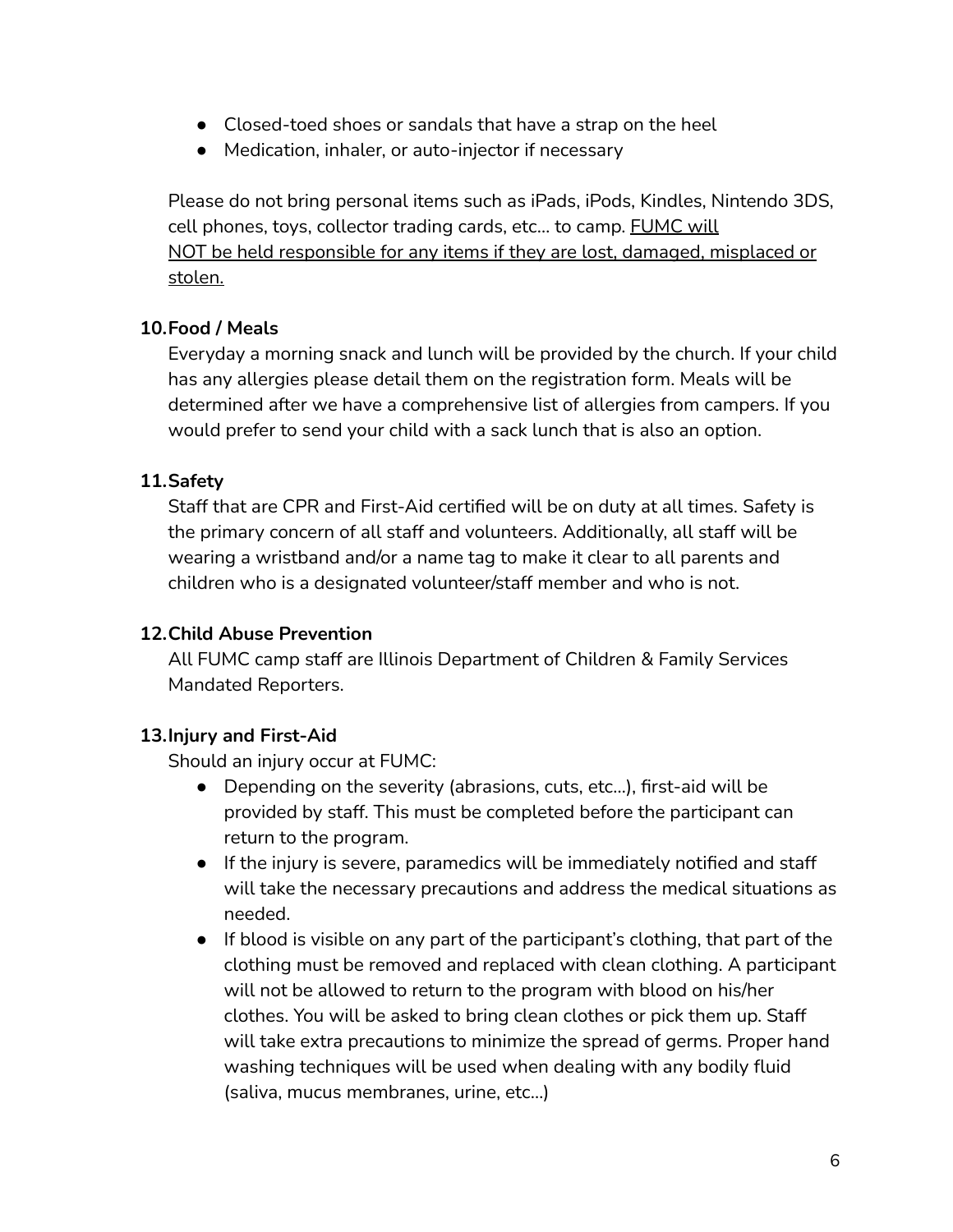- Closed-toed shoes or sandals that have a strap on the heel
- Medication, inhaler, or auto-injector if necessary

Please do not bring personal items such as iPads, iPods, Kindles, Nintendo 3DS, cell phones, toys, collector trading cards, etc… to camp. <u>FUMC will NOT be held responsible for any items if they are lost, damaged, misplaced or stolen.</u>

**10. Food / Meals**

Everyday a morning snack and lunch will be provided by the church. If your child has any allergies please detail them on the registration form. Meals will be determined after we have a comprehensive list of allergies from campers. If you would prefer to send your child with a sack lunch that is also an option.

**11. Safety**

Staff that are CPR and First-Aid certified will be on duty at all times. Safety is the primary concern of all staff and volunteers. Additionally, all staff will be wearing a wristband and/or a name tag to make it clear to all parents and children who is a designated volunteer/staff member and who is not.

**12. Child Abuse Prevention**

All FUMC camp staff are Illinois Department of Children & Family Services Mandated Reporters.

**13. Injury and First-Aid**

Should an injury occur at FUMC:

- Depending on the severity (abrasions, cuts, etc…), first-aid will be provided by staff. This must be completed before the participant can return to the program.
- If the injury is severe, paramedics will be immediately notified and staff will take the necessary precautions and address the medical situations as needed.
- If blood is visible on any part of the participant's clothing, that part of the clothing must be removed and replaced with clean clothing. A participant will not be allowed to return to the program with blood on his/her clothes. You will be asked to bring clean clothes or pick them up. Staff will take extra precautions to minimize the spread of germs. Proper hand washing techniques will be used when dealing with any bodily fluid (saliva, mucus membranes, urine, etc…)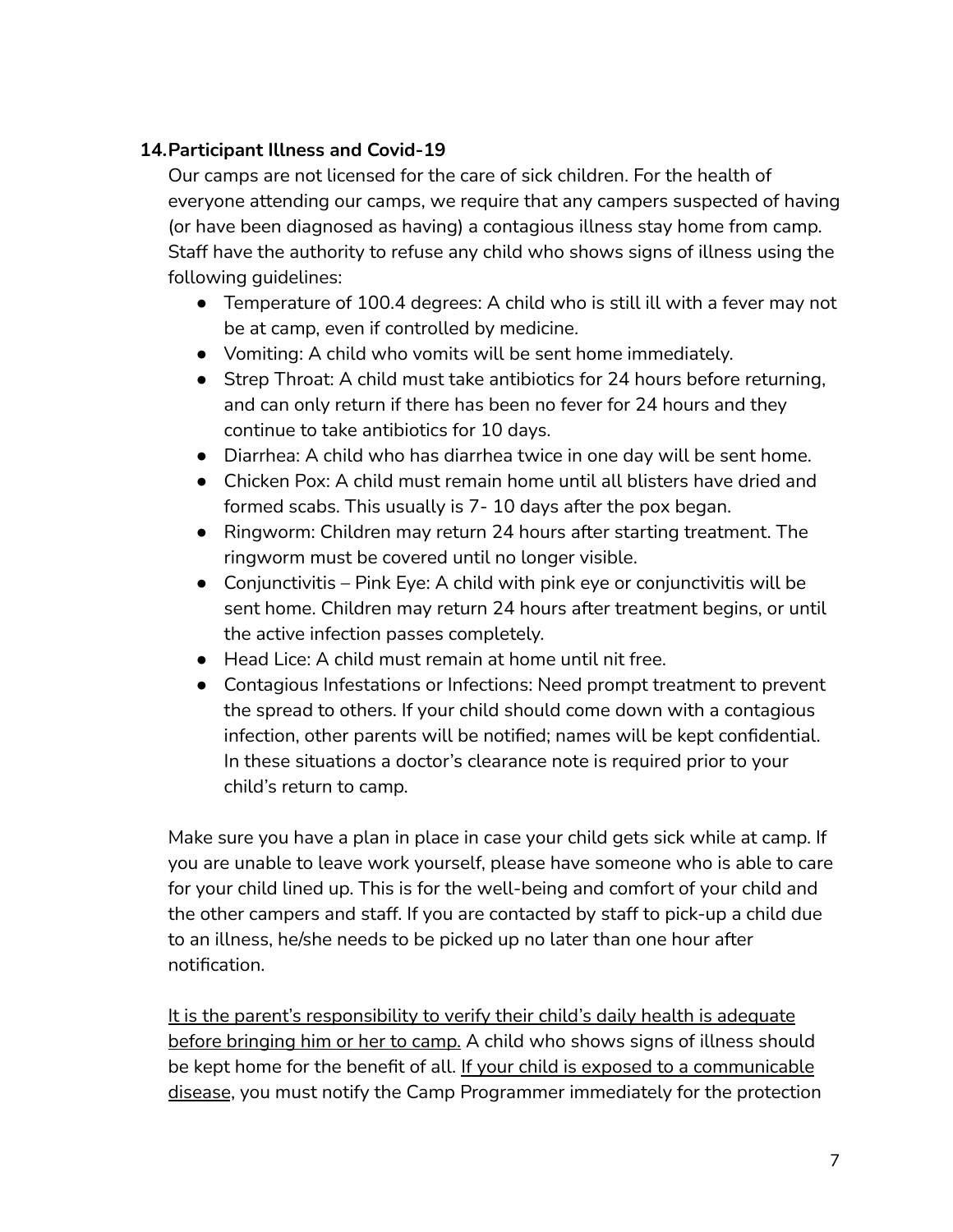### 14. Participant Illness and Covid-19

Our camps are not licensed for the care of sick children. For the health of everyone attending our camps, we require that any campers suspected of having (or have been diagnosed as having) a contagious illness stay home from camp. Staff have the authority to refuse any child who shows signs of illness using the following guidelines:

- Temperature of 100.4 degrees: A child who is still ill with a fever may not be at camp, even if controlled by medicine.
- Vomiting: A child who vomits will be sent home immediately.
- Strep Throat: A child must take antibiotics for 24 hours before returning, and can only return if there has been no fever for 24 hours and they continue to take antibiotics for 10 days.
- Diarrhea: A child who has diarrhea twice in one day will be sent home.
- Chicken Pox: A child must remain home until all blisters have dried and formed scabs. This usually is 7- 10 days after the pox began.
- Ringworm: Children may return 24 hours after starting treatment. The ringworm must be covered until no longer visible.
- Conjunctivitis – Pink Eye: A child with pink eye or conjunctivitis will be sent home. Children may return 24 hours after treatment begins, or until the active infection passes completely.
- Head Lice: A child must remain at home until nit free.
- Contagious Infestations or Infections: Need prompt treatment to prevent the spread to others. If your child should come down with a contagious infection, other parents will be notified; names will be kept confidential. In these situations a doctor's clearance note is required prior to your child's return to camp.

Make sure you have a plan in place in case your child gets sick while at camp. If you are unable to leave work yourself, please have someone who is able to care for your child lined up. This is for the well-being and comfort of your child and the other campers and staff. If you are contacted by staff to pick-up a child due to an illness, he/she needs to be picked up no later than one hour after notification.

<u>It is the parent's responsibility to verify their child's daily health is adequate before bringing him or her to camp.</u> A child who shows signs of illness should be kept home for the benefit of all. <u>If your child is exposed to a communicable disease</u>, you must notify the Camp Programmer immediately for the protection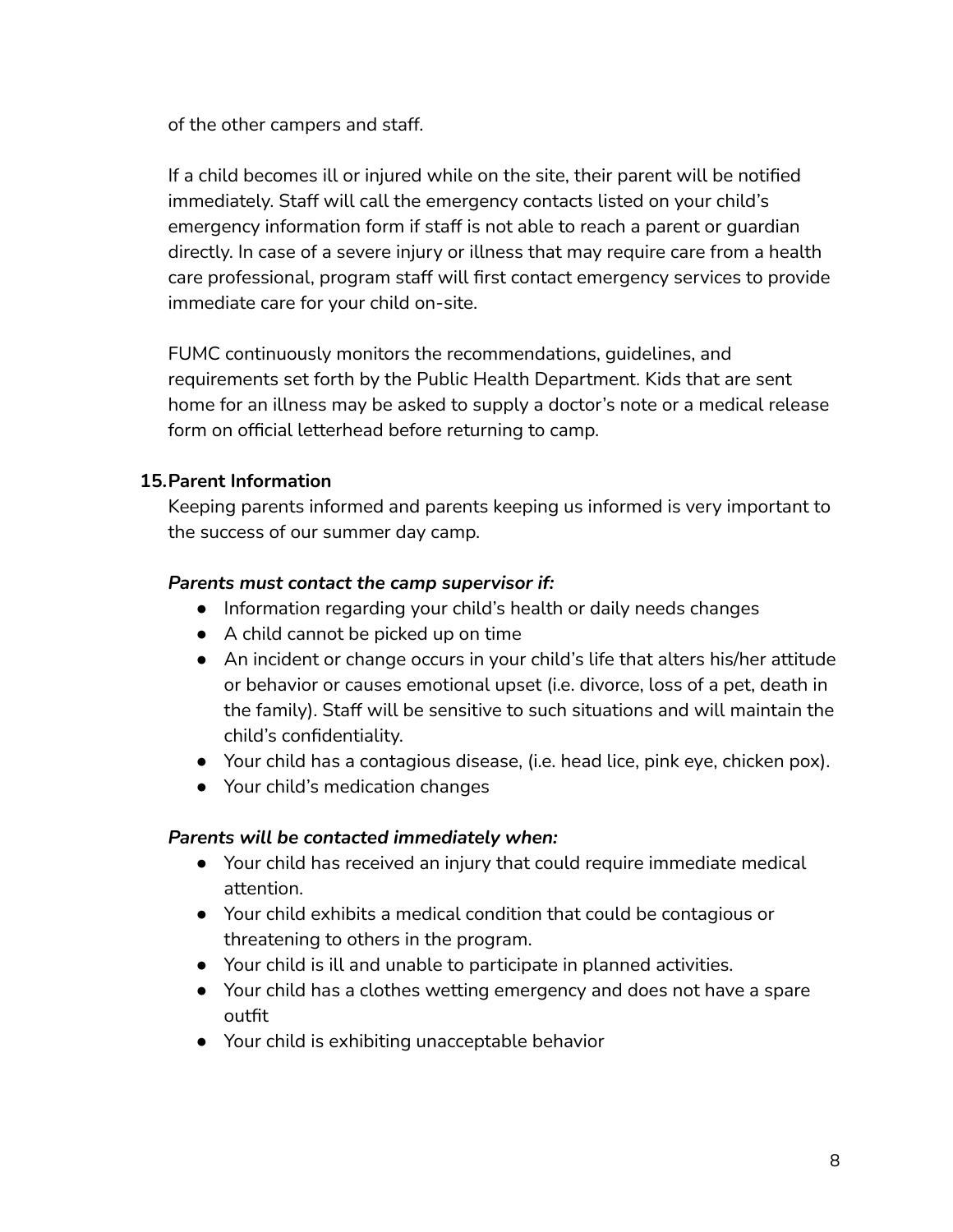of the other campers and staff.

If a child becomes ill or injured while on the site, their parent will be notified immediately. Staff will call the emergency contacts listed on your child's emergency information form if staff is not able to reach a parent or guardian directly. In case of a severe injury or illness that may require care from a health care professional, program staff will first contact emergency services to provide immediate care for your child on-site.

FUMC continuously monitors the recommendations, guidelines, and requirements set forth by the Public Health Department. Kids that are sent home for an illness may be asked to supply a doctor's note or a medical release form on official letterhead before returning to camp.

### 15. Parent Information

Keeping parents informed and parents keeping us informed is very important to the success of our summer day camp.

***Parents must contact the camp supervisor if:***

- Information regarding your child's health or daily needs changes
- A child cannot be picked up on time
- An incident or change occurs in your child's life that alters his/her attitude or behavior or causes emotional upset (i.e. divorce, loss of a pet, death in the family). Staff will be sensitive to such situations and will maintain the child's confidentiality.
- Your child has a contagious disease, (i.e. head lice, pink eye, chicken pox).
- Your child's medication changes

***Parents will be contacted immediately when:***

- Your child has received an injury that could require immediate medical attention.
- Your child exhibits a medical condition that could be contagious or threatening to others in the program.
- Your child is ill and unable to participate in planned activities.
- Your child has a clothes wetting emergency and does not have a spare outfit
- Your child is exhibiting unacceptable behavior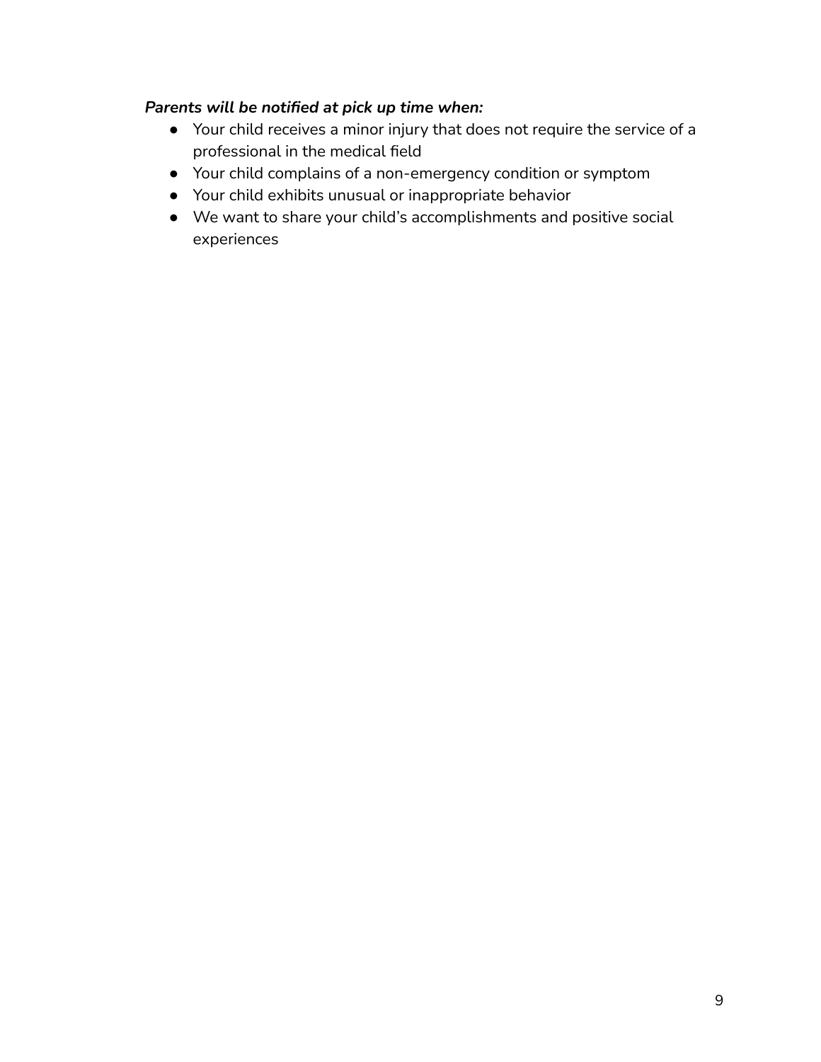***Parents will be notified at pick up time when:***

- Your child receives a minor injury that does not require the service of a professional in the medical field
- Your child complains of a non-emergency condition or symptom
- Your child exhibits unusual or inappropriate behavior
- We want to share your child's accomplishments and positive social experiences